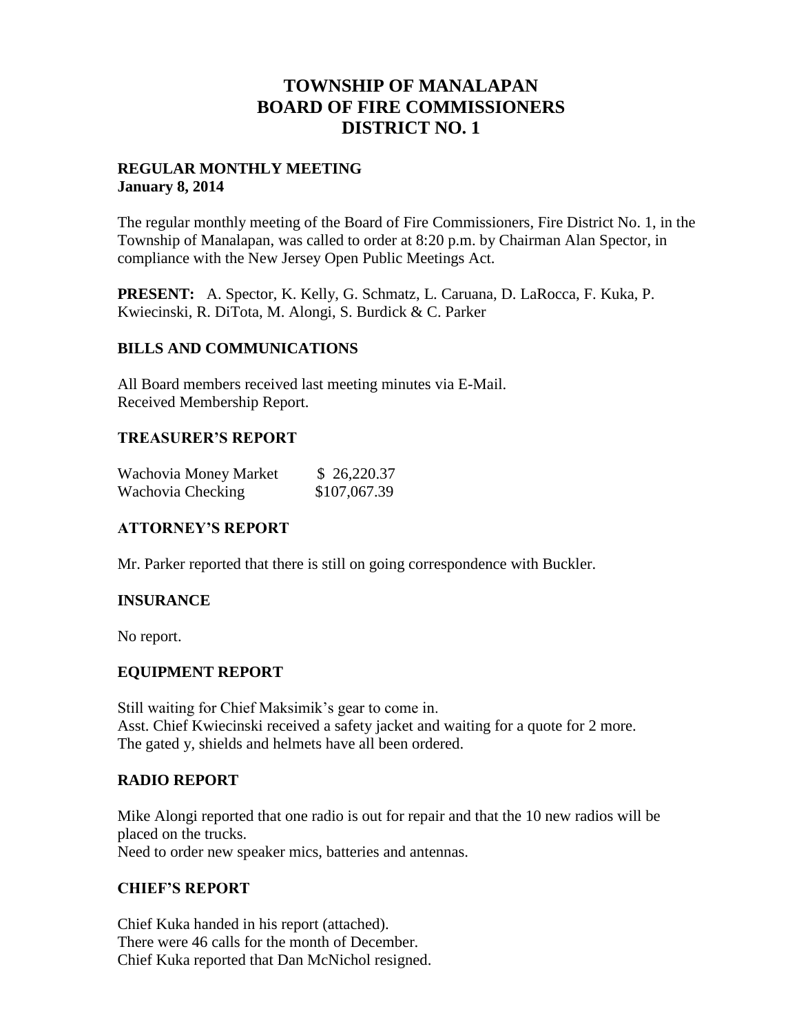# TOWNSHIP OF MANALAPAN
# BOARD OF FIRE COMMISSIONERS
# DISTRICT NO. 1

**REGULAR MONTHLY MEETING**
**January 8, 2014**

The regular monthly meeting of the Board of Fire Commissioners, Fire District No. 1, in the Township of Manalapan, was called to order at 8:20 p.m. by Chairman Alan Spector, in compliance with the New Jersey Open Public Meetings Act.

**PRESENT:** A. Spector, K. Kelly, G. Schmatz, L. Caruana, D. LaRocca, F. Kuka, P. Kwiecinski, R. DiTota, M. Alongi, S. Burdick & C. Parker

## BILLS AND COMMUNICATIONS

All Board members received last meeting minutes via E-Mail.
Received Membership Report.

## TREASURER'S REPORT

| | |
|---|---|
| Wachovia Money Market | $ 26,220.37 |
| Wachovia Checking | $107,067.39 |

## ATTORNEY'S REPORT

Mr. Parker reported that there is still on going correspondence with Buckler.

## INSURANCE

No report.

## EQUIPMENT REPORT

Still waiting for Chief Maksimik's gear to come in.
Asst. Chief Kwiecinski received a safety jacket and waiting for a quote for 2 more.
The gated y, shields and helmets have all been ordered.

## RADIO REPORT

Mike Alongi reported that one radio is out for repair and that the 10 new radios will be placed on the trucks.
Need to order new speaker mics, batteries and antennas.

## CHIEF'S REPORT

Chief Kuka handed in his report (attached).
There were 46 calls for the month of December.
Chief Kuka reported that Dan McNichol resigned.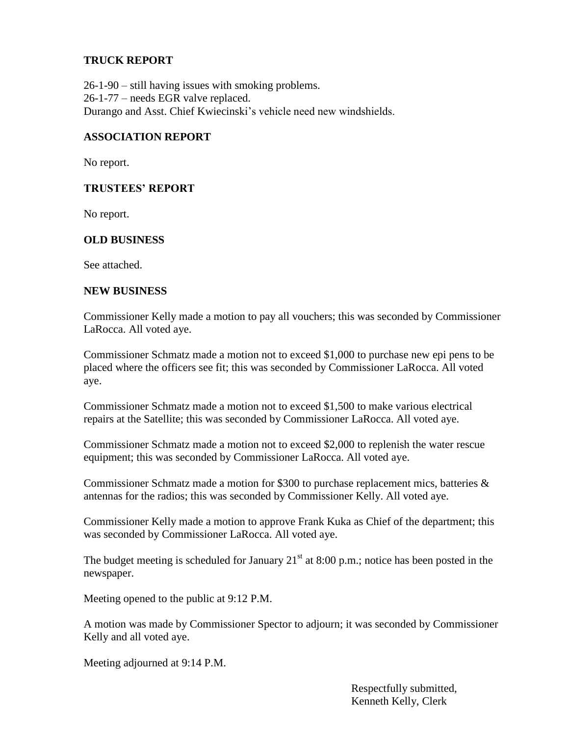## TRUCK REPORT

26-1-90 – still having issues with smoking problems.
26-1-77 – needs EGR valve replaced.
Durango and Asst. Chief Kwiecinski's vehicle need new windshields.

## ASSOCIATION REPORT

No report.

## TRUSTEES' REPORT

No report.

## OLD BUSINESS

See attached.

## NEW BUSINESS

Commissioner Kelly made a motion to pay all vouchers; this was seconded by Commissioner LaRocca. All voted aye.

Commissioner Schmatz made a motion not to exceed $1,000 to purchase new epi pens to be placed where the officers see fit; this was seconded by Commissioner LaRocca. All voted aye.

Commissioner Schmatz made a motion not to exceed $1,500 to make various electrical repairs at the Satellite; this was seconded by Commissioner LaRocca. All voted aye.

Commissioner Schmatz made a motion not to exceed $2,000 to replenish the water rescue equipment; this was seconded by Commissioner LaRocca. All voted aye.

Commissioner Schmatz made a motion for $300 to purchase replacement mics, batteries & antennas for the radios; this was seconded by Commissioner Kelly. All voted aye.

Commissioner Kelly made a motion to approve Frank Kuka as Chief of the department; this was seconded by Commissioner LaRocca. All voted aye.

The budget meeting is scheduled for January 21st at 8:00 p.m.; notice has been posted in the newspaper.

Meeting opened to the public at 9:12 P.M.

A motion was made by Commissioner Spector to adjourn; it was seconded by Commissioner Kelly and all voted aye.

Meeting adjourned at 9:14 P.M.

Respectfully submitted,
Kenneth Kelly, Clerk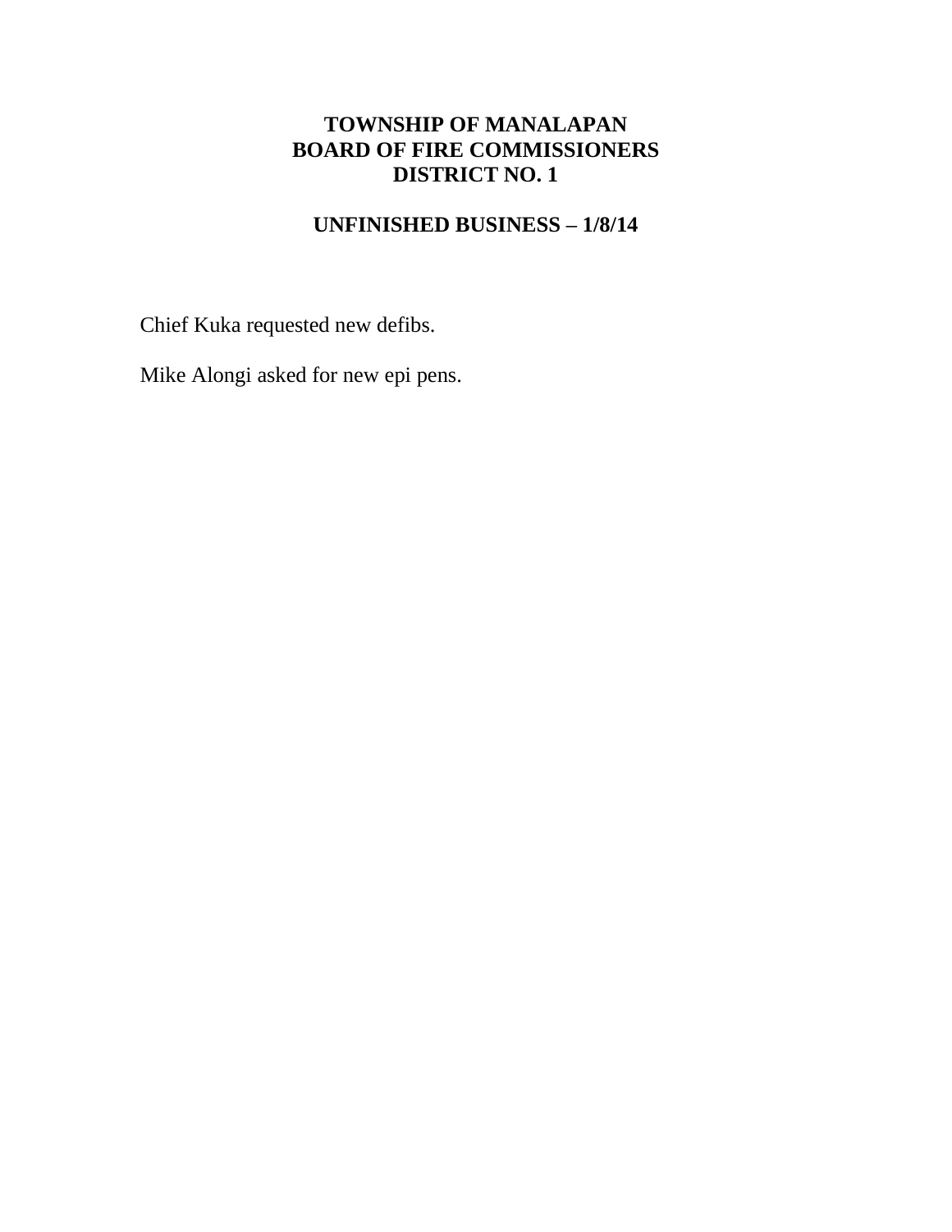# TOWNSHIP OF MANALAPAN
# BOARD OF FIRE COMMISSIONERS
# DISTRICT NO. 1

## UNFINISHED BUSINESS – 1/8/14

Chief Kuka requested new defibs.

Mike Alongi asked for new epi pens.